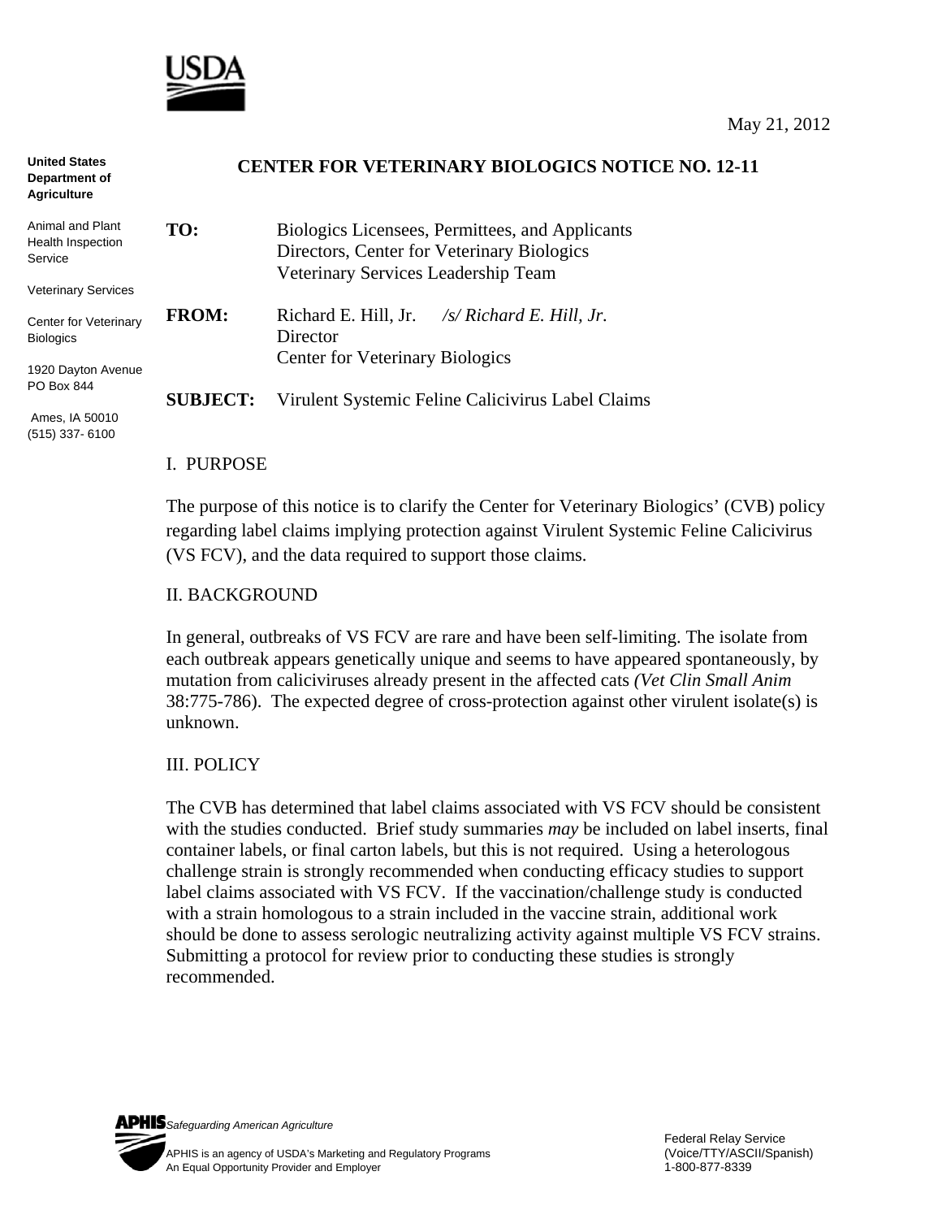USDA

May 21, 2012

**United States Department of Agriculture**

Animal and Plant Health Inspection Service

Veterinary Services

Center for Veterinary Biologics

1920 Dayton Avenue
PO Box 844

Ames, IA 50010
(515) 337- 6100

## CENTER FOR VETERINARY BIOLOGICS NOTICE NO. 12-11

**TO:** Biologics Licensees, Permittees, and Applicants
Directors, Center for Veterinary Biologics
Veterinary Services Leadership Team

**FROM:** Richard E. Hill, Jr. *[/s/ Richard E. Hill, Jr.]*
Director
Center for Veterinary Biologics

**SUBJECT:** Virulent Systemic Feline Calicivirus Label Claims

I. PURPOSE

The purpose of this notice is to clarify the Center for Veterinary Biologics' (CVB) policy regarding label claims implying protection against Virulent Systemic Feline Calicivirus (VS FCV), and the data required to support those claims.

II. BACKGROUND

In general, outbreaks of VS FCV are rare and have been self-limiting. The isolate from each outbreak appears genetically unique and seems to have appeared spontaneously, by mutation from caliciviruses already present in the affected cats *(Vet Clin Small Anim* 38:775-786). The expected degree of cross-protection against other virulent isolate(s) is unknown.

III. POLICY

The CVB has determined that label claims associated with VS FCV should be consistent with the studies conducted. Brief study summaries *may* be included on label inserts, final container labels, or final carton labels, but this is not required. Using a heterologous challenge strain is strongly recommended when conducting efficacy studies to support label claims associated with VS FCV. If the vaccination/challenge study is conducted with a strain homologous to a strain included in the vaccine strain, additional work should be done to assess serologic neutralizing activity against multiple VS FCV strains. Submitting a protocol for review prior to conducting these studies is strongly recommended.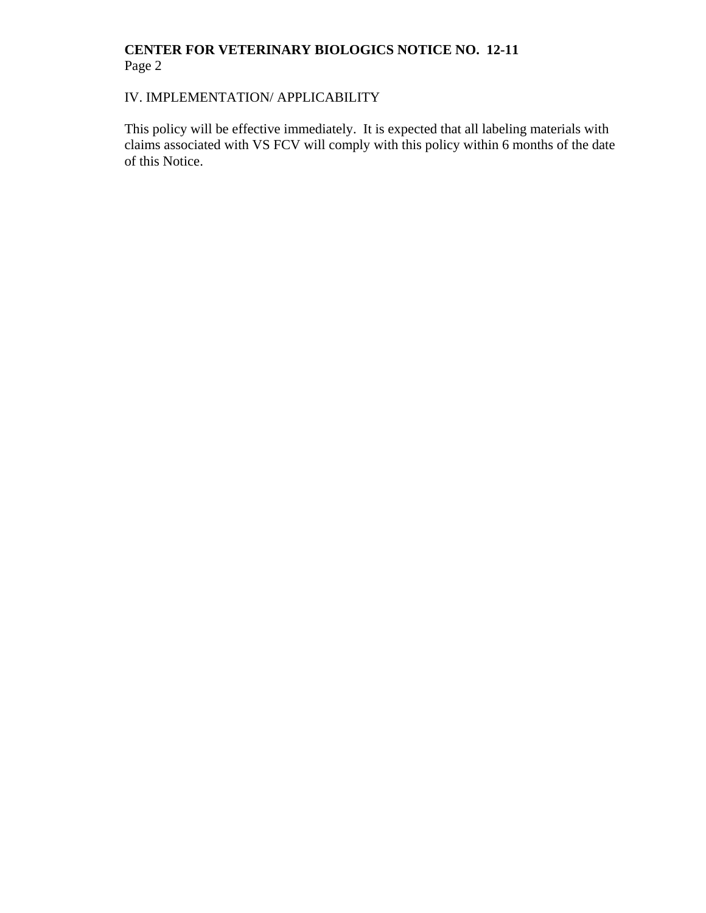## IV. IMPLEMENTATION/ APPLICABILITY

This policy will be effective immediately. It is expected that all labeling materials with claims associated with VS FCV will comply with this policy within 6 months of the date of this Notice.